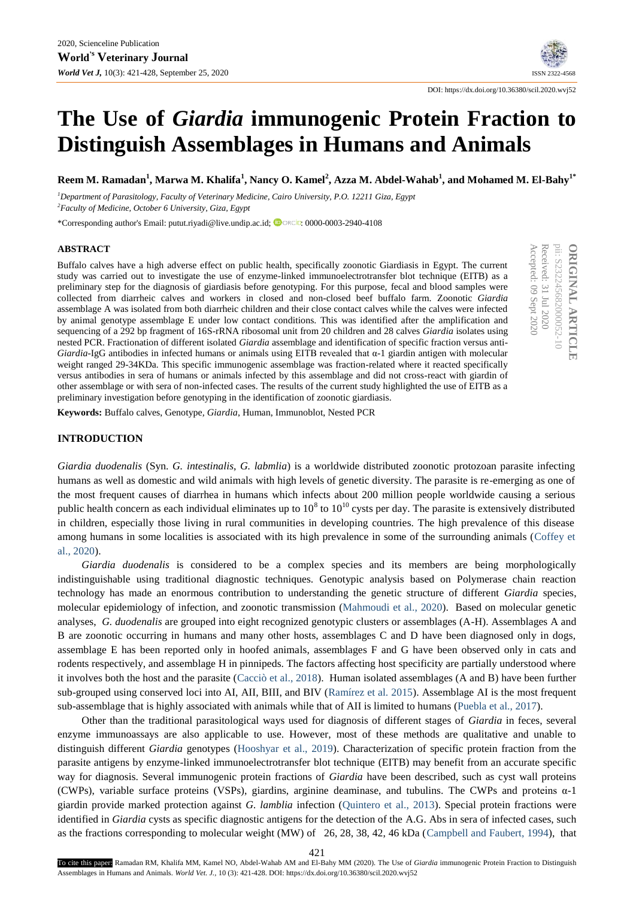DOI: https://dx.doi.org/10.36380/scil.2020.wvj52

# The Use of *Giardia* immunogenic Protein Fraction to Distinguish Assemblages in Humans and Animals

**Reem M. Ramadan[1], Marwa M. Khalifa[1], Nancy O. Kamel[2], Azza M. Abdel-Wahab[1], and Mohamed M. El-Bahy[1*]**

[1]*Department of Parasitology, Faculty of Veterinary Medicine, Cairo University, P.O. 12211 Giza, Egypt*

[2]*Faculty of Medicine, October 6 University, Giza, Egypt*

*Corresponding author's Email: putut.riyadi@live.undip.ac.id; ORCID: 0000-0003-2940-4108

**ORIGINAL ARTICLE**
pii: S232245682000052-10
Received: 31 Jul 2020
Accepted: 09 Sept 2020

## ABSTRACT

Buffalo calves have a high adverse effect on public health, specifically zoonotic Giardiasis in Egypt. The current study was carried out to investigate the use of enzyme-linked immunoelectrotransfer blot technique (EITB) as a preliminary step for the diagnosis of giardiasis before genotyping. For this purpose, fecal and blood samples were collected from diarrheic calves and workers in closed and non-closed beef buffalo farm. Zoonotic *Giardia* assemblage A was isolated from both diarrheic children and their close contact calves while the calves were infected by animal genotype assemblage E under low contact conditions. This was identified after the amplification and sequencing of a 292 bp fragment of 16S-rRNA ribosomal unit from 20 children and 28 calves *Giardia* isolates using nested PCR. Fractionation of different isolated *Giardia* assemblage and identification of specific fraction versus anti-*Giardia*-IgG antibodies in infected humans or animals using EITB revealed that α-1 giardin antigen with molecular weight ranged 29-34KDa. This specific immunogenic assemblage was fraction-related where it reacted specifically versus antibodies in sera of humans or animals infected by this assemblage and did not cross-react with giardin of other assemblage or with sera of non-infected cases. The results of the current study highlighted the use of EITB as a preliminary investigation before genotyping in the identification of zoonotic giardiasis.

**Keywords:** Buffalo calves, Genotype, *Giardia*, Human, Immunoblot, Nested PCR

## INTRODUCTION

*Giardia duodenalis* (Syn. *G. intestinalis*, *G. labmlia*) is a worldwide distributed zoonotic protozoan parasite infecting humans as well as domestic and wild animals with high levels of genetic diversity. The parasite is re-emerging as one of the most frequent causes of diarrhea in humans which infects about 200 million people worldwide causing a serious public health concern as each individual eliminates up to $10^8$ to $10^{10}$ cysts per day. The parasite is extensively distributed in children, especially those living in rural communities in developing countries. The high prevalence of this disease among humans in some localities is associated with its high prevalence in some of the surrounding animals (Coffey et al., 2020).

*Giardia duodenalis* is considered to be a complex species and its members are being morphologically indistinguishable using traditional diagnostic techniques. Genotypic analysis based on Polymerase chain reaction technology has made an enormous contribution to understanding the genetic structure of different *Giardia* species, molecular epidemiology of infection, and zoonotic transmission (Mahmoudi et al., 2020). Based on molecular genetic analyses, *G. duodenalis* are grouped into eight recognized genotypic clusters or assemblages (A-H). Assemblages A and B are zoonotic occurring in humans and many other hosts, assemblages C and D have been diagnosed only in dogs, assemblage E has been reported only in hoofed animals, assemblages F and G have been observed only in cats and rodents respectively, and assemblage H in pinnipeds. The factors affecting host specificity are partially understood where it involves both the host and the parasite (Cacciò et al., 2018). Human isolated assemblages (A and B) have been further sub-grouped using conserved loci into AI, AII, BIII, and BIV (Ramírez et al. 2015). Assemblage AI is the most frequent sub-assemblage that is highly associated with animals while that of AII is limited to humans (Puebla et al., 2017).

Other than the traditional parasitological ways used for diagnosis of different stages of *Giardia* in feces, several enzyme immunoassays are also applicable to use. However, most of these methods are qualitative and unable to distinguish different *Giardia* genotypes (Hooshyar et al., 2019). Characterization of specific protein fraction from the parasite antigens by enzyme-linked immunoelectrotransfer blot technique (EITB) may benefit from an accurate specific way for diagnosis. Several immunogenic protein fractions of *Giardia* have been described, such as cyst wall proteins (CWPs), variable surface proteins (VSPs), giardins, arginine deaminase, and tubulins. The CWPs and proteins α-1 giardin provide marked protection against *G. lamblia* infection (Quintero et al., 2013). Special protein fractions were identified in *Giardia* cysts as specific diagnostic antigens for the detection of the A.G. Abs in sera of infected cases, such as the fractions corresponding to molecular weight (MW) of 26, 28, 38, 42, 46 kDa (Campbell and Faubert, 1994), that

To cite this paper: Ramadan RM, Khalifa MM, Kamel NO, Abdel-Wahab AM and El-Bahy MM (2020). The Use of *Giardia* immunogenic Protein Fraction to Distinguish Assemblages in Humans and Animals. *World Vet. J.*, 10 (3): 421-428. DOI: https://dx.doi.org/10.36380/scil.2020.wvj52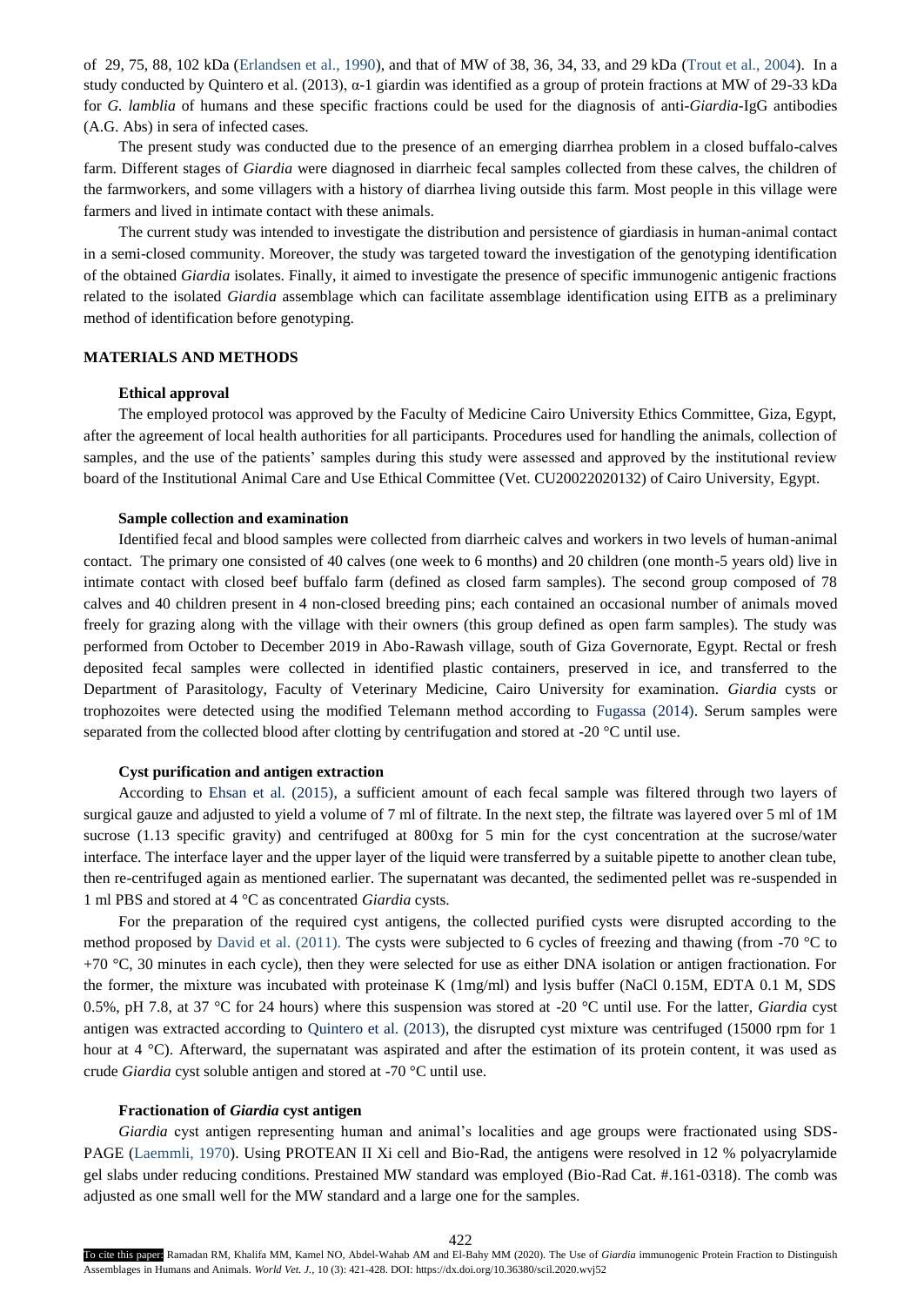of 29, 75, 88, 102 kDa (Erlandsen et al., 1990), and that of MW of 38, 36, 34, 33, and 29 kDa (Trout et al., 2004). In a study conducted by Quintero et al. (2013), α-1 giardin was identified as a group of protein fractions at MW of 29-33 kDa for *G. lamblia* of humans and these specific fractions could be used for the diagnosis of anti-*Giardia*-IgG antibodies (A.G. Abs) in sera of infected cases.

The present study was conducted due to the presence of an emerging diarrhea problem in a closed buffalo-calves farm. Different stages of *Giardia* were diagnosed in diarrheic fecal samples collected from these calves, the children of the farmworkers, and some villagers with a history of diarrhea living outside this farm. Most people in this village were farmers and lived in intimate contact with these animals.

The current study was intended to investigate the distribution and persistence of giardiasis in human-animal contact in a semi-closed community. Moreover, the study was targeted toward the investigation of the genotyping identification of the obtained *Giardia* isolates. Finally, it aimed to investigate the presence of specific immunogenic antigenic fractions related to the isolated *Giardia* assemblage which can facilitate assemblage identification using EITB as a preliminary method of identification before genotyping.

## MATERIALS AND METHODS

### Ethical approval

The employed protocol was approved by the Faculty of Medicine Cairo University Ethics Committee, Giza, Egypt, after the agreement of local health authorities for all participants. Procedures used for handling the animals, collection of samples, and the use of the patients' samples during this study were assessed and approved by the institutional review board of the Institutional Animal Care and Use Ethical Committee (Vet. CU20022020132) of Cairo University, Egypt.

### Sample collection and examination

Identified fecal and blood samples were collected from diarrheic calves and workers in two levels of human-animal contact. The primary one consisted of 40 calves (one week to 6 months) and 20 children (one month-5 years old) live in intimate contact with closed beef buffalo farm (defined as closed farm samples). The second group composed of 78 calves and 40 children present in 4 non-closed breeding pins; each contained an occasional number of animals moved freely for grazing along with the village with their owners (this group defined as open farm samples). The study was performed from October to December 2019 in Abo-Rawash village, south of Giza Governorate, Egypt. Rectal or fresh deposited fecal samples were collected in identified plastic containers, preserved in ice, and transferred to the Department of Parasitology, Faculty of Veterinary Medicine, Cairo University for examination. *Giardia* cysts or trophozoites were detected using the modified Telemann method according to Fugassa (2014). Serum samples were separated from the collected blood after clotting by centrifugation and stored at -20 °C until use.

### Cyst purification and antigen extraction

According to Ehsan et al. (2015), a sufficient amount of each fecal sample was filtered through two layers of surgical gauze and adjusted to yield a volume of 7 ml of filtrate. In the next step, the filtrate was layered over 5 ml of 1M sucrose (1.13 specific gravity) and centrifuged at 800xg for 5 min for the cyst concentration at the sucrose/water interface. The interface layer and the upper layer of the liquid were transferred by a suitable pipette to another clean tube, then re-centrifuged again as mentioned earlier. The supernatant was decanted, the sedimented pellet was re-suspended in 1 ml PBS and stored at 4 °C as concentrated *Giardia* cysts.

For the preparation of the required cyst antigens, the collected purified cysts were disrupted according to the method proposed by David et al. (2011). The cysts were subjected to 6 cycles of freezing and thawing (from -70 °C to +70 °C, 30 minutes in each cycle), then they were selected for use as either DNA isolation or antigen fractionation. For the former, the mixture was incubated with proteinase K (1mg/ml) and lysis buffer (NaCl 0.15M, EDTA 0.1 M, SDS 0.5%, pH 7.8, at 37 °C for 24 hours) where this suspension was stored at -20 °C until use. For the latter, *Giardia* cyst antigen was extracted according to Quintero et al. (2013), the disrupted cyst mixture was centrifuged (15000 rpm for 1 hour at 4 °C). Afterward, the supernatant was aspirated and after the estimation of its protein content, it was used as crude *Giardia* cyst soluble antigen and stored at -70 °C until use.

### Fractionation of *Giardia* cyst antigen

*Giardia* cyst antigen representing human and animal's localities and age groups were fractionated using SDS-PAGE (Laemmli, 1970). Using PROTEAN II Xi cell and Bio-Rad, the antigens were resolved in 12 % polyacrylamide gel slabs under reducing conditions. Prestained MW standard was employed (Bio-Rad Cat. #.161-0318). The comb was adjusted as one small well for the MW standard and a large one for the samples.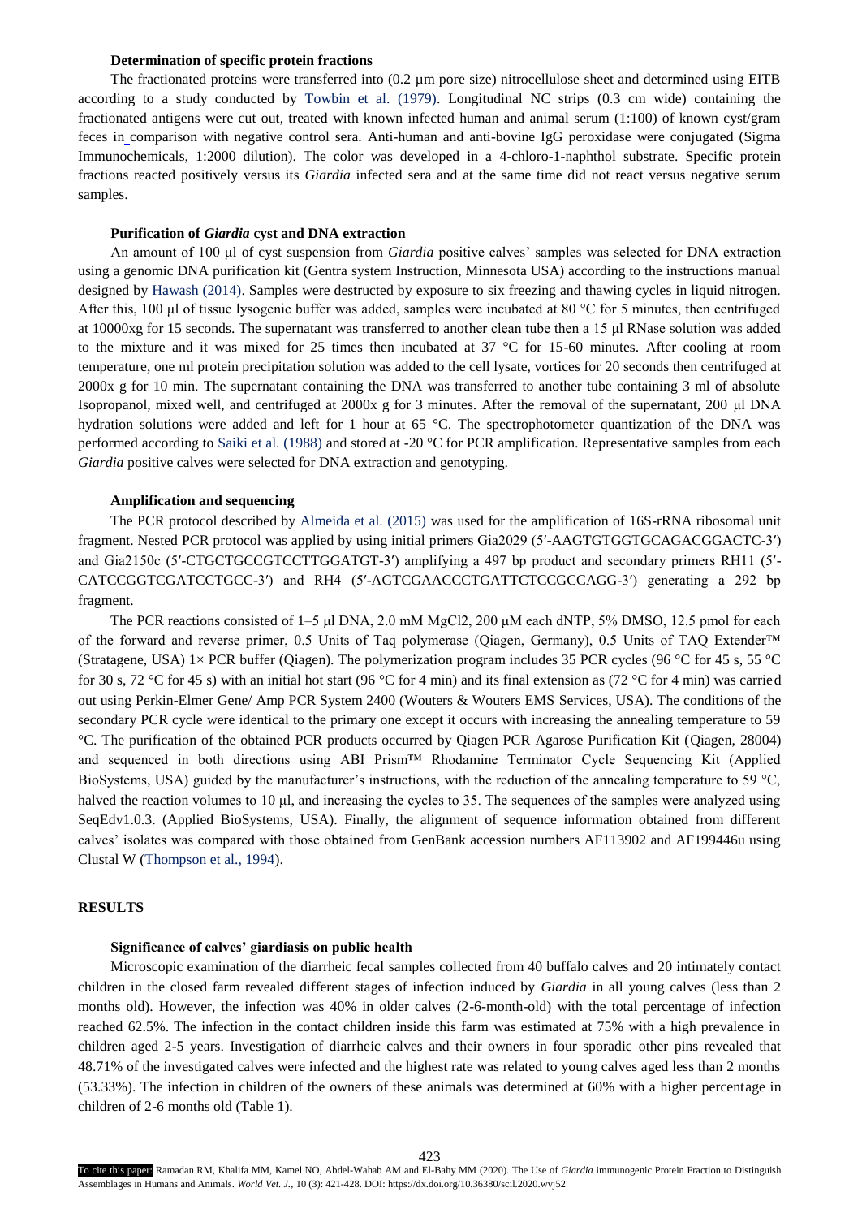**Determination of specific protein fractions**

The fractionated proteins were transferred into (0.2 µm pore size) nitrocellulose sheet and determined using EITB according to a study conducted by Towbin et al. (1979). Longitudinal NC strips (0.3 cm wide) containing the fractionated antigens were cut out, treated with known infected human and animal serum (1:100) of known cyst/gram feces in comparison with negative control sera. Anti-human and anti-bovine IgG peroxidase were conjugated (Sigma Immunochemicals, 1:2000 dilution). The color was developed in a 4-chloro-1-naphthol substrate. Specific protein fractions reacted positively versus its *Giardia* infected sera and at the same time did not react versus negative serum samples.

**Purification of *Giardia* cyst and DNA extraction**

An amount of 100 µl of cyst suspension from *Giardia* positive calves' samples was selected for DNA extraction using a genomic DNA purification kit (Gentra system Instruction, Minnesota USA) according to the instructions manual designed by Hawash (2014). Samples were destructed by exposure to six freezing and thawing cycles in liquid nitrogen. After this, 100 µl of tissue lysogenic buffer was added, samples were incubated at 80 °C for 5 minutes, then centrifuged at 10000xg for 15 seconds. The supernatant was transferred to another clean tube then a 15 µl RNase solution was added to the mixture and it was mixed for 25 times then incubated at 37 °C for 15-60 minutes. After cooling at room temperature, one ml protein precipitation solution was added to the cell lysate, vortices for 20 seconds then centrifuged at 2000x g for 10 min. The supernatant containing the DNA was transferred to another tube containing 3 ml of absolute Isopropanol, mixed well, and centrifuged at 2000x g for 3 minutes. After the removal of the supernatant, 200 µl DNA hydration solutions were added and left for 1 hour at 65 °C. The spectrophotometer quantization of the DNA was performed according to Saiki et al. (1988) and stored at -20 °C for PCR amplification. Representative samples from each *Giardia* positive calves were selected for DNA extraction and genotyping.

**Amplification and sequencing**

The PCR protocol described by Almeida et al. (2015) was used for the amplification of 16S-rRNA ribosomal unit fragment. Nested PCR protocol was applied by using initial primers Gia2029 (5′-AAGTGTGGTGCAGACGGACTC-3′) and Gia2150c (5′-CTGCTGCCGTCCTTGGATGT-3′) amplifying a 497 bp product and secondary primers RH11 (5′-CATCCGGTCGATCCTGCC-3′) and RH4 (5′-AGTCGAACCCTGATTCTCCGCCAGG-3′) generating a 292 bp fragment.

The PCR reactions consisted of 1–5 µl DNA, 2.0 mM $MgCl_2$, 200 µM each dNTP, 5% DMSO, 12.5 pmol for each of the forward and reverse primer, 0.5 Units of Taq polymerase (Qiagen, Germany), 0.5 Units of TAQ Extender™ (Stratagene, USA) 1× PCR buffer (Qiagen). The polymerization program includes 35 PCR cycles (96 °C for 45 s, 55 °C for 30 s, 72 °C for 45 s) with an initial hot start (96 °C for 4 min) and its final extension as (72 °C for 4 min) was carried out using Perkin-Elmer Gene/ Amp PCR System 2400 (Wouters & Wouters EMS Services, USA). The conditions of the secondary PCR cycle were identical to the primary one except it occurs with increasing the annealing temperature to 59 °C. The purification of the obtained PCR products occurred by Qiagen PCR Agarose Purification Kit (Qiagen, 28004) and sequenced in both directions using ABI Prism™ Rhodamine Terminator Cycle Sequencing Kit (Applied BioSystems, USA) guided by the manufacturer's instructions, with the reduction of the annealing temperature to 59 °C, halved the reaction volumes to 10 µl, and increasing the cycles to 35. The sequences of the samples were analyzed using SeqEdv1.0.3. (Applied BioSystems, USA). Finally, the alignment of sequence information obtained from different calves' isolates was compared with those obtained from GenBank accession numbers AF113902 and AF199446u using Clustal W (Thompson et al., 1994).

## RESULTS

**Significance of calves' giardiasis on public health**

Microscopic examination of the diarrheic fecal samples collected from 40 buffalo calves and 20 intimately contact children in the closed farm revealed different stages of infection induced by *Giardia* in all young calves (less than 2 months old). However, the infection was 40% in older calves (2-6-month-old) with the total percentage of infection reached 62.5%. The infection in the contact children inside this farm was estimated at 75% with a high prevalence in children aged 2-5 years. Investigation of diarrheic calves and their owners in four sporadic other pins revealed that 48.71% of the investigated calves were infected and the highest rate was related to young calves aged less than 2 months (53.33%). The infection in children of the owners of these animals was determined at 60% with a higher percentage in children of 2-6 months old (Table 1).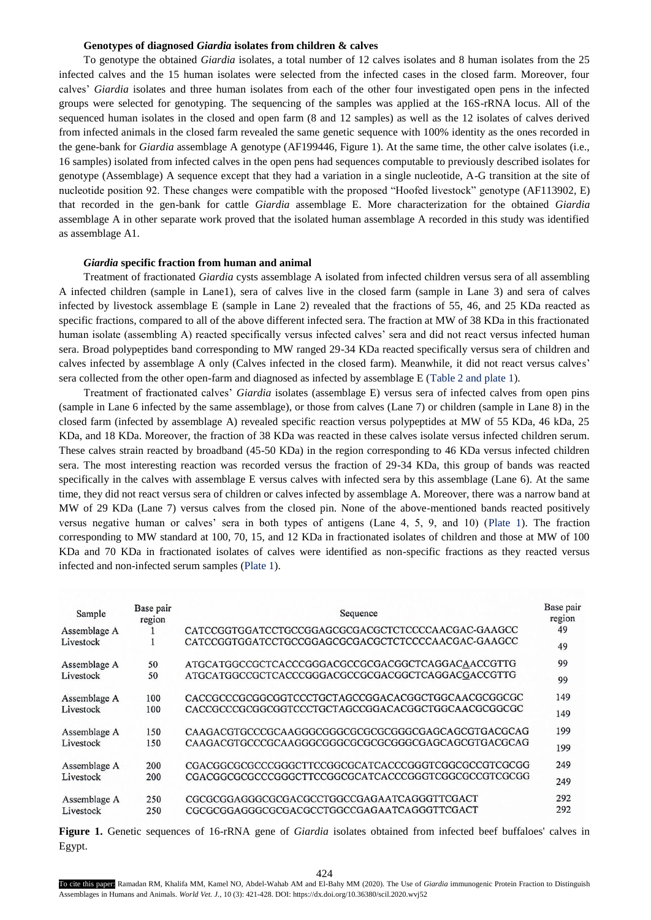### Genotypes of diagnosed *Giardia* isolates from children & calves

To genotype the obtained *Giardia* isolates, a total number of 12 calves isolates and 8 human isolates from the 25 infected calves and the 15 human isolates were selected from the infected cases in the closed farm. Moreover, four calves' *Giardia* isolates and three human isolates from each of the other four investigated open pens in the infected groups were selected for genotyping. The sequencing of the samples was applied at the 16S-rRNA locus. All of the sequenced human isolates in the closed and open farm (8 and 12 samples) as well as the 12 isolates of calves derived from infected animals in the closed farm revealed the same genetic sequence with 100% identity as the ones recorded in the gene-bank for *Giardia* assemblage A genotype (AF199446, Figure 1). At the same time, the other calve isolates (i.e., 16 samples) isolated from infected calves in the open pens had sequences computable to previously described isolates for genotype (Assemblage) A sequence except that they had a variation in a single nucleotide, A-G transition at the site of nucleotide position 92. These changes were compatible with the proposed "Hoofed livestock" genotype (AF113902, E) that recorded in the gen-bank for cattle *Giardia* assemblage E. More characterization for the obtained *Giardia* assemblage A in other separate work proved that the isolated human assemblage A recorded in this study was identified as assemblage A1.

### *Giardia* specific fraction from human and animal

Treatment of fractionated *Giardia* cysts assemblage A isolated from infected children versus sera of all assembling A infected children (sample in Lane1), sera of calves live in the closed farm (sample in Lane 3) and sera of calves infected by livestock assemblage E (sample in Lane 2) revealed that the fractions of 55, 46, and 25 KDa reacted as specific fractions, compared to all of the above different infected sera. The fraction at MW of 38 KDa in this fractionated human isolate (assembling A) reacted specifically versus infected calves' sera and did not react versus infected human sera. Broad polypeptides band corresponding to MW ranged 29-34 KDa reacted specifically versus sera of children and calves infected by assemblage A only (Calves infected in the closed farm). Meanwhile, it did not react versus calves' sera collected from the other open-farm and diagnosed as infected by assemblage E (Table 2 and plate 1).

Treatment of fractionated calves' *Giardia* isolates (assemblage E) versus sera of infected calves from open pins (sample in Lane 6 infected by the same assemblage), or those from calves (Lane 7) or children (sample in Lane 8) in the closed farm (infected by assemblage A) revealed specific reaction versus polypeptides at MW of 55 KDa, 46 kDa, 25 KDa, and 18 KDa. Moreover, the fraction of 38 KDa was reacted in these calves isolate versus infected children serum. These calves strain reacted by broadband (45-50 KDa) in the region corresponding to 46 KDa versus infected children sera. The most interesting reaction was recorded versus the fraction of 29-34 KDa, this group of bands was reacted specifically in the calves with assemblage E versus calves with infected sera by this assemblage (Lane 6). At the same time, they did not react versus sera of children or calves infected by assemblage A. Moreover, there was a narrow band at MW of 29 KDa (Lane 7) versus calves from the closed pin. None of the above-mentioned bands reacted positively versus negative human or calves' sera in both types of antigens (Lane 4, 5, 9, and 10) (Plate 1). The fraction corresponding to MW standard at 100, 70, 15, and 12 KDa in fractionated isolates of children and those at MW of 100 KDa and 70 KDa in fractionated isolates of calves were identified as non-specific fractions as they reacted versus infected and non-infected serum samples (Plate 1).

| Sample | Base pair region | Sequence | Base pair region |
|---|---|---|---|
| Assemblage A | 1 | CATCCGGTGGATCCTGCCGGAGCGCGACGCTCTCCCCAACGAC-GAAGCC | 49 |
| Livestock | 1 | CATCCGGTGGATCCTGCCGGAGCGCGACGCTCTCCCCAACGAC-GAAGCC | 49 |
| Assemblage A | 50 | ATGCATGGCCGCTCACCCGGGACGCCGCGACGGCTCAGGACAACCGTTG | 99 |
| Livestock | 50 | ATGCATGGCCGCTCACCCGGGACGCCGCGACGGCTCAGGACGACCGTTG | 99 |
| Assemblage A | 100 | CACCGCCCGCGGCGGTCCCTGCTAGCCGGACACGGCTGGCAACGCGGCGC | 149 |
| Livestock | 100 | CACCGCCCGCGGCGGTCCCTGCTAGCCGGACACGGCTGGCAACGCGGCGC | 149 |
| Assemblage A | 150 | CAAGACGTGCCCGCAAGGGCGGGCGCGCGCGGGCGAGCAGCGTGACGCAG | 199 |
| Livestock | 150 | CAAGACGTGCCCGCAAGGGCGGGCGCGCGCGGGCGAGCAGCGTGACGCAG | 199 |
| Assemblage A | 200 | CGACGGCGCGCCCGGGCTTCCGGCGCATCACCCGGGTCGGCGCCGTCGCGG | 249 |
| Livestock | 200 | CGACGGCGCGCCCGGGCTTCCGGCGCATCACCCGGGTCGGCGCCGTCGCGG | 249 |
| Assemblage A | 250 | CGCGCGGAGGGCGCGACGCCTGGCCGAGAATCAGGGTTCGACT | 292 |
| Livestock | 250 | CGCGCGGAGGGCGCGACGCCTGGCCGAGAATCAGGGTTCGACT | 292 |

**Figure 1.** Genetic sequences of 16-rRNA gene of *Giardia* isolates obtained from infected beef buffaloes' calves in Egypt.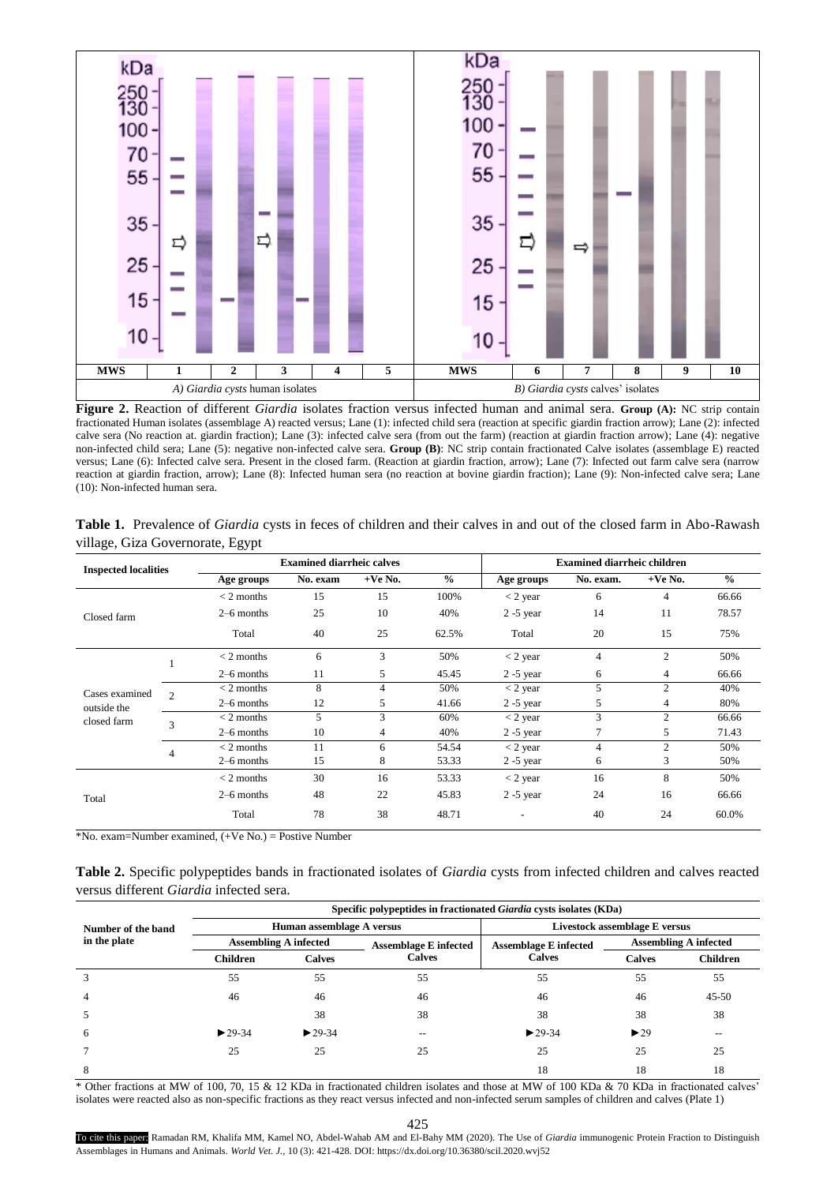**Figure 2.** Reaction of different *Giardia* isolates fraction versus infected human and animal sera. **Group (A):** NC strip contain fractionated Human isolates (assemblage A) reacted versus; Lane (1): infected child sera (reaction at specific giardin fraction arrow); Lane (2): infected calve sera (No reaction at. giardin fraction); Lane (3): infected calve sera (from out the farm) (reaction at giardin fraction arrow); Lane (4): negative non-infected child sera; Lane (5): negative non-infected calve sera. **Group (B)**: NC strip contain fractionated Calve isolates (assemblage E) reacted versus; Lane (6): Infected calve sera. Present in the closed farm. (Reaction at giardin fraction, arrow); Lane (7): Infected out farm calve sera (narrow reaction at giardin fraction, arrow); Lane (8): Infected human sera (no reaction at bovine giardin fraction); Lane (9): Non-infected calve sera; Lane (10): Non-infected human sera.

**Table 1.** Prevalence of *Giardia* cysts in feces of children and their calves in and out of the closed farm in Abo-Rawash village, Giza Governorate, Egypt

| Inspected localities | | Examined diarrheic calves | | | | Examined diarrheic children | | | |
|---|---|---|---|---|---|---|---|---|---|
| | | Age groups | No. exam | +Ve No. | % | Age groups | No. exam. | +Ve No. | % |
| Closed farm | | < 2 months | 15 | 15 | 100% | < 2 year | 6 | 4 | 66.66 |
| | | 2–6 months | 25 | 10 | 40% | 2 -5 year | 14 | 11 | 78.57 |
| | | Total | 40 | 25 | 62.5% | Total | 20 | 15 | 75% |
| Cases examined outside the closed farm | 1 | < 2 months | 6 | 3 | 50% | < 2 year | 4 | 2 | 50% |
| | | 2–6 months | 11 | 5 | 45.45 | 2 -5 year | 6 | 4 | 66.66 |
| | 2 | < 2 months | 8 | 4 | 50% | < 2 year | 5 | 2 | 40% |
| | | 2–6 months | 12 | 5 | 41.66 | 2 -5 year | 5 | 4 | 80% |
| | 3 | < 2 months | 5 | 3 | 60% | < 2 year | 3 | 2 | 66.66 |
| | | 2–6 months | 10 | 4 | 40% | 2 -5 year | 7 | 5 | 71.43 |
| | 4 | < 2 months | 11 | 6 | 54.54 | < 2 year | 4 | 2 | 50% |
| | | 2–6 months | 15 | 8 | 53.33 | 2 -5 year | 6 | 3 | 50% |
| Total | | < 2 months | 30 | 16 | 53.33 | < 2 year | 16 | 8 | 50% |
| | | 2–6 months | 48 | 22 | 45.83 | 2 -5 year | 24 | 16 | 66.66 |
| | | Total | 78 | 38 | 48.71 | - | 40 | 24 | 60.0% |

*No. exam=Number examined, (+Ve No.) = Postive Number

**Table 2.** Specific polypeptides bands in fractionated isolates of *Giardia* cysts from infected children and calves reacted versus different *Giardia* infected sera.

| Number of the band in the plate | Specific polypeptides in fractionated *Giardia* cysts isolates (KDa) | | | | | |
|---|---|---|---|---|---|---|
| | Human assemblage A versus | | | Livestock assemblage E versus | | |
| | Assembling A infected | | Assemblage E infected | Assemblage E infected | Assembling A infected | |
| | Children | Calves | Calves | Calves | Calves | Children |
| 3 | 55 | 55 | 55 | 55 | 55 | 55 |
| 4 | 46 | 46 | 46 | 46 | 46 | 45-50 |
| 5 | | 38 | 38 | 38 | 38 | 38 |
| 6 | ►29-34 | ►29-34 | -- | ►29-34 | ►29 | -- |
| 7 | 25 | 25 | 25 | 25 | 25 | 25 |
| 8 | | | | 18 | 18 | 18 |

\* Other fractions at MW of 100, 70, 15 & 12 KDa in fractionated children isolates and those at MW of 100 KDa & 70 KDa in fractionated calves' isolates were reacted also as non-specific fractions as they react versus infected and non-infected serum samples of children and calves (Plate 1)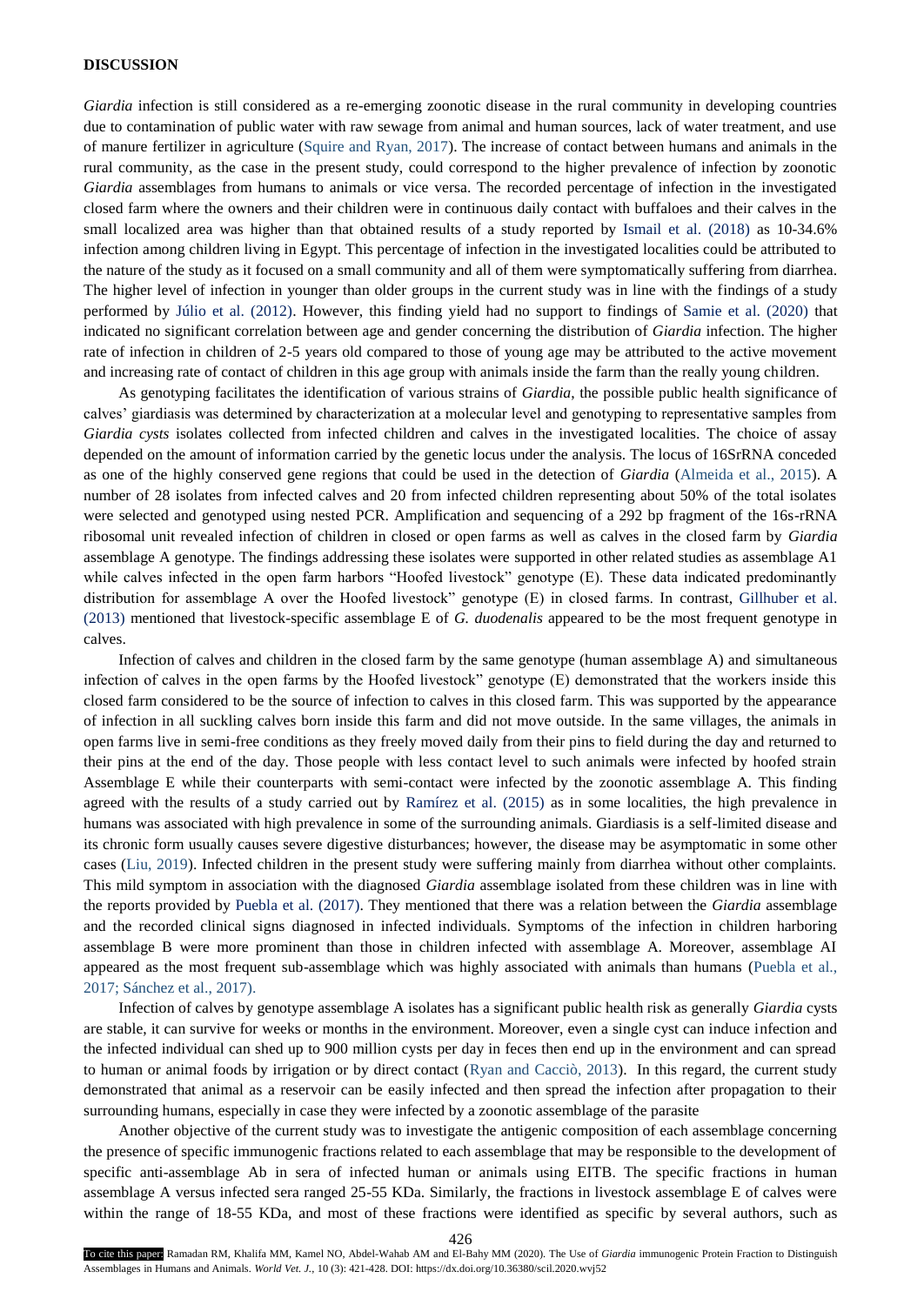## DISCUSSION

*Giardia* infection is still considered as a re-emerging zoonotic disease in the rural community in developing countries due to contamination of public water with raw sewage from animal and human sources, lack of water treatment, and use of manure fertilizer in agriculture (Squire and Ryan, 2017). The increase of contact between humans and animals in the rural community, as the case in the present study, could correspond to the higher prevalence of infection by zoonotic *Giardia* assemblages from humans to animals or vice versa. The recorded percentage of infection in the investigated closed farm where the owners and their children were in continuous daily contact with buffaloes and their calves in the small localized area was higher than that obtained results of a study reported by Ismail et al. (2018) as 10-34.6% infection among children living in Egypt. This percentage of infection in the investigated localities could be attributed to the nature of the study as it focused on a small community and all of them were symptomatically suffering from diarrhea. The higher level of infection in younger than older groups in the current study was in line with the findings of a study performed by Júlio et al. (2012). However, this finding yield had no support to findings of Samie et al. (2020) that indicated no significant correlation between age and gender concerning the distribution of *Giardia* infection. The higher rate of infection in children of 2-5 years old compared to those of young age may be attributed to the active movement and increasing rate of contact of children in this age group with animals inside the farm than the really young children.

As genotyping facilitates the identification of various strains of *Giardia*, the possible public health significance of calves' giardiasis was determined by characterization at a molecular level and genotyping to representative samples from *Giardia cysts* isolates collected from infected children and calves in the investigated localities. The choice of assay depended on the amount of information carried by the genetic locus under the analysis. The locus of 16SrRNA conceded as one of the highly conserved gene regions that could be used in the detection of *Giardia* (Almeida et al., 2015). A number of 28 isolates from infected calves and 20 from infected children representing about 50% of the total isolates were selected and genotyped using nested PCR. Amplification and sequencing of a 292 bp fragment of the 16s-rRNA ribosomal unit revealed infection of children in closed or open farms as well as calves in the closed farm by *Giardia* assemblage A genotype. The findings addressing these isolates were supported in other related studies as assemblage A1 while calves infected in the open farm harbors "Hoofed livestock" genotype (E). These data indicated predominantly distribution for assemblage A over the Hoofed livestock" genotype (E) in closed farms. In contrast, Gillhuber et al. (2013) mentioned that livestock-specific assemblage E of *G. duodenalis* appeared to be the most frequent genotype in calves.

Infection of calves and children in the closed farm by the same genotype (human assemblage A) and simultaneous infection of calves in the open farms by the Hoofed livestock" genotype (E) demonstrated that the workers inside this closed farm considered to be the source of infection to calves in this closed farm. This was supported by the appearance of infection in all suckling calves born inside this farm and did not move outside. In the same villages, the animals in open farms live in semi-free conditions as they freely moved daily from their pins to field during the day and returned to their pins at the end of the day. Those people with less contact level to such animals were infected by hoofed strain Assemblage E while their counterparts with semi-contact were infected by the zoonotic assemblage A. This finding agreed with the results of a study carried out by Ramírez et al. (2015) as in some localities, the high prevalence in humans was associated with high prevalence in some of the surrounding animals. Giardiasis is a self-limited disease and its chronic form usually causes severe digestive disturbances; however, the disease may be asymptomatic in some other cases (Liu, 2019). Infected children in the present study were suffering mainly from diarrhea without other complaints. This mild symptom in association with the diagnosed *Giardia* assemblage isolated from these children was in line with the reports provided by Puebla et al. (2017). They mentioned that there was a relation between the *Giardia* assemblage and the recorded clinical signs diagnosed in infected individuals. Symptoms of the infection in children harboring assemblage B were more prominent than those in children infected with assemblage A. Moreover, assemblage AI appeared as the most frequent sub-assemblage which was highly associated with animals than humans (Puebla et al., 2017; Sánchez et al., 2017).

Infection of calves by genotype assemblage A isolates has a significant public health risk as generally *Giardia* cysts are stable, it can survive for weeks or months in the environment. Moreover, even a single cyst can induce infection and the infected individual can shed up to 900 million cysts per day in feces then end up in the environment and can spread to human or animal foods by irrigation or by direct contact (Ryan and Cacciò, 2013). In this regard, the current study demonstrated that animal as a reservoir can be easily infected and then spread the infection after propagation to their surrounding humans, especially in case they were infected by a zoonotic assemblage of the parasite

Another objective of the current study was to investigate the antigenic composition of each assemblage concerning the presence of specific immunogenic fractions related to each assemblage that may be responsible to the development of specific anti-assemblage Ab in sera of infected human or animals using EITB. The specific fractions in human assemblage A versus infected sera ranged 25-55 KDa. Similarly, the fractions in livestock assemblage E of calves were within the range of 18-55 KDa, and most of these fractions were identified as specific by several authors, such as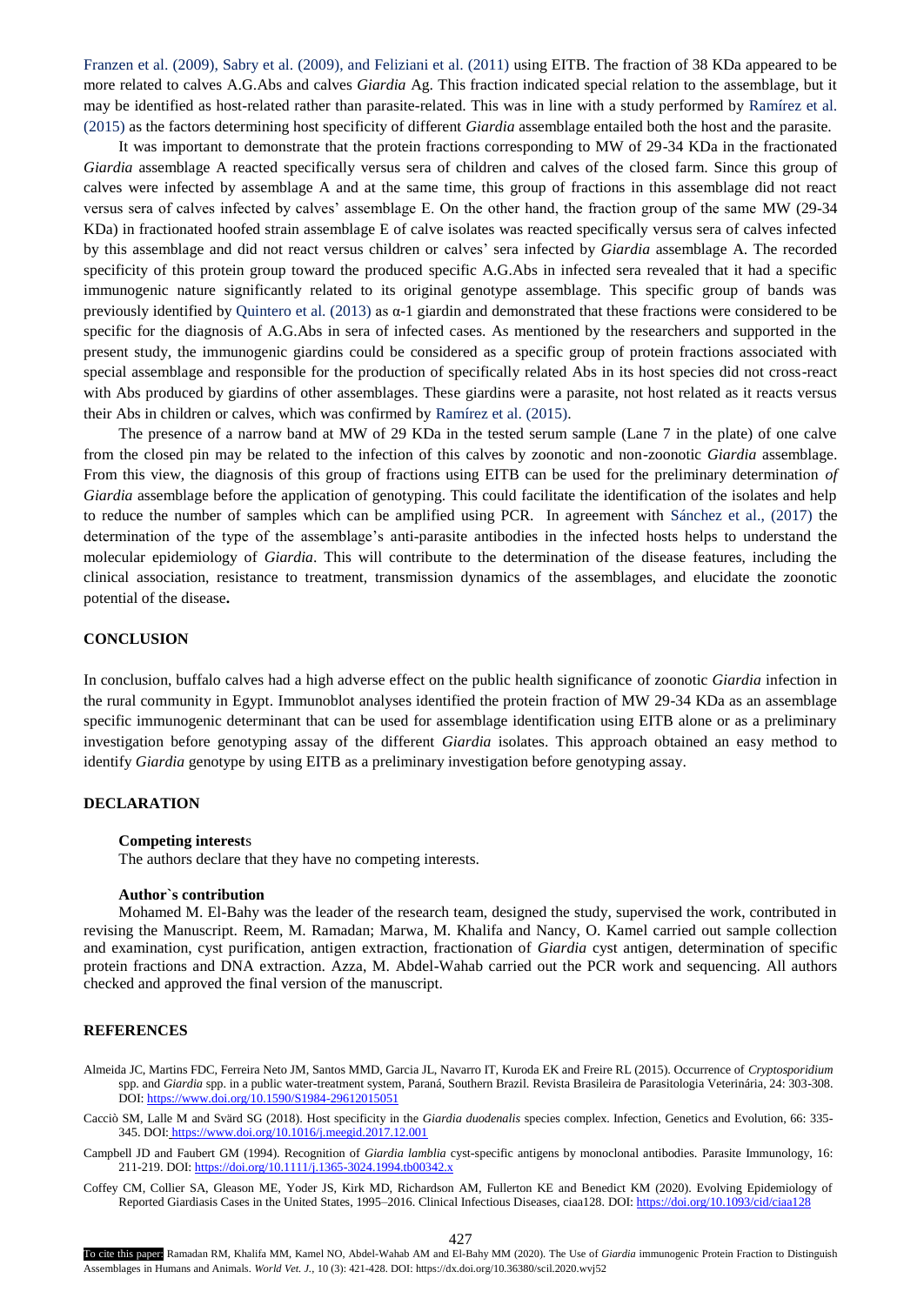Franzen et al. (2009), Sabry et al. (2009), and Feliziani et al. (2011) using EITB. The fraction of 38 KDa appeared to be more related to calves A.G.Abs and calves *Giardia* Ag. This fraction indicated special relation to the assemblage, but it may be identified as host-related rather than parasite-related. This was in line with a study performed by Ramírez et al. (2015) as the factors determining host specificity of different *Giardia* assemblage entailed both the host and the parasite.

It was important to demonstrate that the protein fractions corresponding to MW of 29-34 KDa in the fractionated *Giardia* assemblage A reacted specifically versus sera of children and calves of the closed farm. Since this group of calves were infected by assemblage A and at the same time, this group of fractions in this assemblage did not react versus sera of calves infected by calves' assemblage E. On the other hand, the fraction group of the same MW (29-34 KDa) in fractionated hoofed strain assemblage E of calve isolates was reacted specifically versus sera of calves infected by this assemblage and did not react versus children or calves' sera infected by *Giardia* assemblage A. The recorded specificity of this protein group toward the produced specific A.G.Abs in infected sera revealed that it had a specific immunogenic nature significantly related to its original genotype assemblage. This specific group of bands was previously identified by Quintero et al. (2013) as α-1 giardin and demonstrated that these fractions were considered to be specific for the diagnosis of A.G.Abs in sera of infected cases. As mentioned by the researchers and supported in the present study, the immunogenic giardins could be considered as a specific group of protein fractions associated with special assemblage and responsible for the production of specifically related Abs in its host species did not cross-react with Abs produced by giardins of other assemblages. These giardins were a parasite, not host related as it reacts versus their Abs in children or calves, which was confirmed by Ramírez et al. (2015).

The presence of a narrow band at MW of 29 KDa in the tested serum sample (Lane 7 in the plate) of one calve from the closed pin may be related to the infection of this calves by zoonotic and non-zoonotic *Giardia* assemblage. From this view, the diagnosis of this group of fractions using EITB can be used for the preliminary determination *of Giardia* assemblage before the application of genotyping. This could facilitate the identification of the isolates and help to reduce the number of samples which can be amplified using PCR. In agreement with Sánchez et al., (2017) the determination of the type of the assemblage's anti-parasite antibodies in the infected hosts helps to understand the molecular epidemiology of *Giardia*. This will contribute to the determination of the disease features, including the clinical association, resistance to treatment, transmission dynamics of the assemblages, and elucidate the zoonotic potential of the disease**.**

## CONCLUSION

In conclusion, buffalo calves had a high adverse effect on the public health significance of zoonotic *Giardia* infection in the rural community in Egypt. Immunoblot analyses identified the protein fraction of MW 29-34 KDa as an assemblage specific immunogenic determinant that can be used for assemblage identification using EITB alone or as a preliminary investigation before genotyping assay of the different *Giardia* isolates. This approach obtained an easy method to identify *Giardia* genotype by using EITB as a preliminary investigation before genotyping assay.

## DECLARATION

**Competing interest**s

The authors declare that they have no competing interests.

**Author`s contribution**

Mohamed M. El-Bahy was the leader of the research team, designed the study, supervised the work, contributed in revising the Manuscript. Reem, M. Ramadan; Marwa, M. Khalifa and Nancy, O. Kamel carried out sample collection and examination, cyst purification, antigen extraction, fractionation of *Giardia* cyst antigen, determination of specific protein fractions and DNA extraction. Azza, M. Abdel-Wahab carried out the PCR work and sequencing. All authors checked and approved the final version of the manuscript.

## REFERENCES

Almeida JC, Martins FDC, Ferreira Neto JM, Santos MMD, Garcia JL, Navarro IT, Kuroda EK and Freire RL (2015). Occurrence of *Cryptosporidium* spp. and *Giardia* spp. in a public water-treatment system, Paraná, Southern Brazil. Revista Brasileira de Parasitologia Veterinária, 24: 303-308. DOI: https://www.doi.org/10.1590/S1984-29612015051

Cacciò SM, Lalle M and Svärd SG (2018). Host specificity in the *Giardia duodenalis* species complex. Infection, Genetics and Evolution, 66: 335-345. DOI: https://www.doi.org/10.1016/j.meegid.2017.12.001

Campbell JD and Faubert GM (1994). Recognition of *Giardia lamblia* cyst-specific antigens by monoclonal antibodies. Parasite Immunology, 16: 211-219. DOI: https://www.doi.org/10.1111/j.1365-3024.1994.tb00342.x

Coffey CM, Collier SA, Gleason ME, Yoder JS, Kirk MD, Richardson AM, Fullerton KE and Benedict KM (2020). Evolving Epidemiology of Reported Giardiasis Cases in the United States, 1995–2016. Clinical Infectious Diseases, ciaa128. DOI: https://www.doi.org/10.1093/cid/ciaa128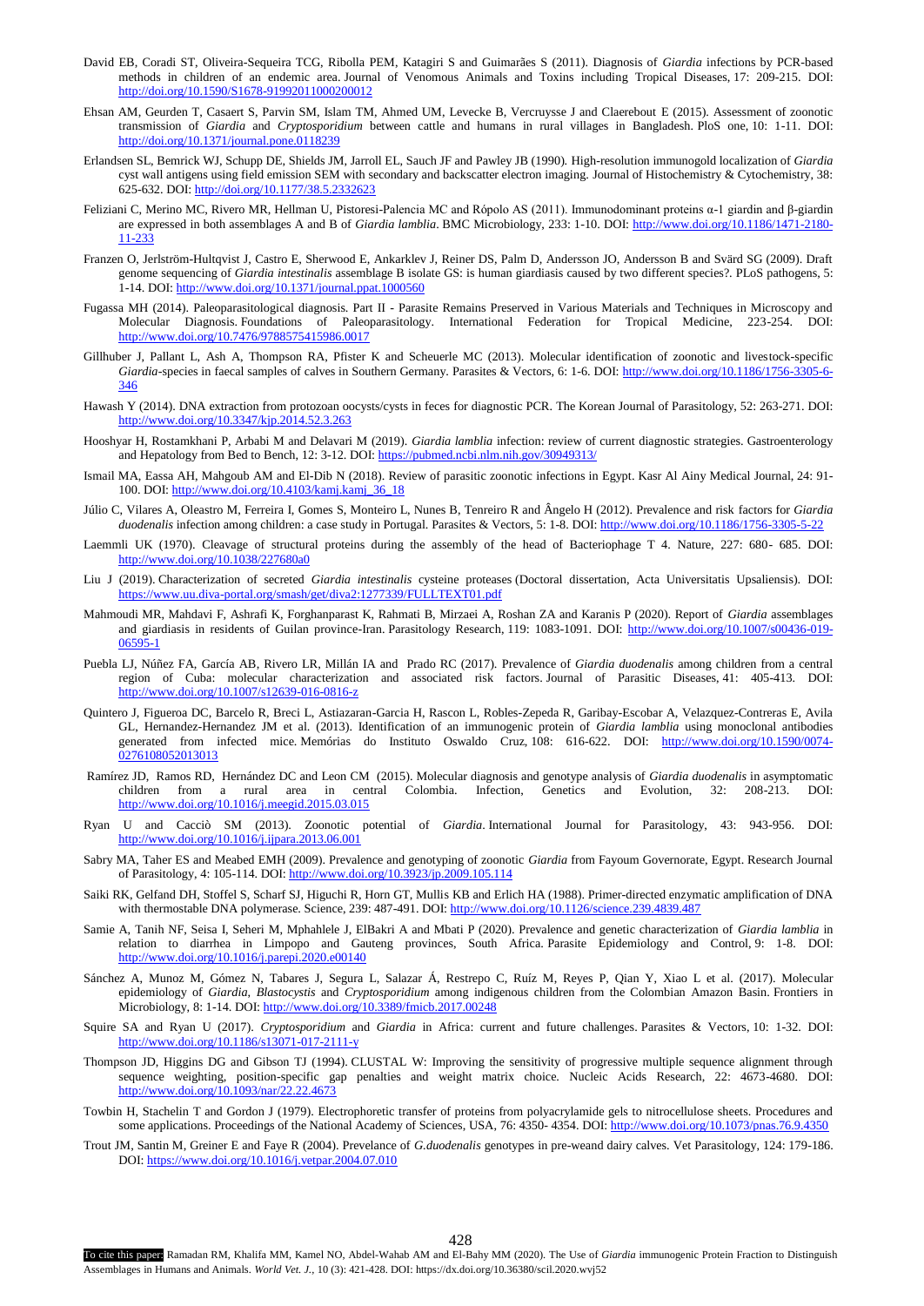David EB, Coradi ST, Oliveira-Sequeira TCG, Ribolla PEM, Katagiri S and Guimarães S (2011). Diagnosis of *Giardia* infections by PCR-based methods in children of an endemic area. Journal of Venomous Animals and Toxins including Tropical Diseases, 17: 209-215. DOI: http://doi.org/10.1590/S1678-91992011000200012

Ehsan AM, Geurden T, Casaert S, Parvin SM, Islam TM, Ahmed UM, Levecke B, Vercruysse J and Claerebout E (2015). Assessment of zoonotic transmission of *Giardia* and *Cryptosporidium* between cattle and humans in rural villages in Bangladesh. PloS one, 10: 1-11. DOI: http://doi.org/10.1371/journal.pone.0118239

Erlandsen SL, Bemrick WJ, Schupp DE, Shields JM, Jarroll EL, Sauch JF and Pawley JB (1990). High-resolution immunogold localization of *Giardia* cyst wall antigens using field emission SEM with secondary and backscatter electron imaging. Journal of Histochemistry & Cytochemistry, 38: 625-632. DOI: http://doi.org/10.1177/38.5.2332623

Feliziani C, Merino MC, Rivero MR, Hellman U, Pistoresi-Palencia MC and Rópolo AS (2011). Immunodominant proteins α-1 giardin and β-giardin are expressed in both assemblages A and B of *Giardia lamblia*. BMC Microbiology, 233: 1-10. DOI: http://www.doi.org/10.1186/1471-2180-11-233

Franzen O, Jerlström-Hultqvist J, Castro E, Sherwood E, Ankarklev J, Reiner DS, Palm D, Andersson JO, Andersson B and Svärd SG (2009). Draft genome sequencing of *Giardia intestinalis* assemblage B isolate GS: is human giardiasis caused by two different species?. PLoS pathogens, 5: 1-14. DOI: http://www.doi.org/10.1371/journal.ppat.1000560

Fugassa MH (2014). Paleoparasitological diagnosis. Part II - Parasite Remains Preserved in Various Materials and Techniques in Microscopy and Molecular Diagnosis. Foundations of Paleoparasitology. International Federation for Tropical Medicine, 223-254. DOI: http://www.doi.org/10.7476/9788575415986.0017

Gillhuber J, Pallant L, Ash A, Thompson RA, Pfister K and Scheuerle MC (2013). Molecular identification of zoonotic and livestock-specific *Giardia*-species in faecal samples of calves in Southern Germany. Parasites & Vectors, 6: 1-6. DOI: http://www.doi.org/10.1186/1756-3305-6-346

Hawash Y (2014). DNA extraction from protozoan oocysts/cysts in feces for diagnostic PCR. The Korean Journal of Parasitology, 52: 263-271. DOI: http://www.doi.org/10.3347/kjp.2014.52.3.263

Hooshyar H, Rostamkhani P, Arbabi M and Delavari M (2019). *Giardia lamblia* infection: review of current diagnostic strategies. Gastroenterology and Hepatology from Bed to Bench, 12: 3-12. DOI: https://pubmed.ncbi.nlm.nih.gov/30949313/

Ismail MA, Eassa AH, Mahgoub AM and El-Dib N (2018). Review of parasitic zoonotic infections in Egypt. Kasr Al Ainy Medical Journal, 24: 91-100. DOI: http://www.doi.org/10.4103/kamj.kamj_36_18

Júlio C, Vilares A, Oleastro M, Ferreira I, Gomes S, Monteiro L, Nunes B, Tenreiro R and Ângelo H (2012). Prevalence and risk factors for *Giardia duodenalis* infection among children: a case study in Portugal. Parasites & Vectors, 5: 1-8. DOI: http://www.doi.org/10.1186/1756-3305-5-22

Laemmli UK (1970). Cleavage of structural proteins during the assembly of the head of Bacteriophage T 4. Nature, 227: 680- 685. DOI: http://www.doi.org/10.1038/227680a0

Liu J (2019). Characterization of secreted *Giardia intestinalis* cysteine proteases (Doctoral dissertation, Acta Universitatis Upsaliensis). DOI: https://www.uu.diva-portal.org/smash/get/diva2:1277339/FULLTEXT01.pdf

Mahmoudi MR, Mahdavi F, Ashrafi K, Forghanparast K, Rahmati B, Mirzaei A, Roshan ZA and Karanis P (2020). Report of *Giardia* assemblages and giardiasis in residents of Guilan province-Iran. Parasitology Research, 119: 1083-1091. DOI: http://www.doi.org/10.1007/s00436-019-06595-1

Puebla LJ, Núñez FA, García AB, Rivero LR, Millán IA and Prado RC (2017). Prevalence of *Giardia duodenalis* among children from a central region of Cuba: molecular characterization and associated risk factors. Journal of Parasitic Diseases, 41: 405-413. DOI: http://www.doi.org/10.1007/s12639-016-0816-z

Quintero J, Figueroa DC, Barcelo R, Breci L, Astiazaran-Garcia H, Rascon L, Robles-Zepeda R, Garibay-Escobar A, Velazquez-Contreras E, Avila GL, Hernandez-Hernandez JM et al. (2013). Identification of an immunogenic protein of *Giardia lamblia* using monoclonal antibodies generated from infected mice. Memórias do Instituto Oswaldo Cruz, 108: 616-622. DOI: http://www.doi.org/10.1590/0074-0276108052013013

Ramírez JD, Ramos RD, Hernández DC and Leon CM (2015). Molecular diagnosis and genotype analysis of *Giardia duodenalis* in asymptomatic children from a rural area in central Colombia. Infection, Genetics and Evolution, 32: 208-213. DOI: http://www.doi.org/10.1016/j.meegid.2015.03.015

Ryan U and Cacciò SM (2013). Zoonotic potential of *Giardia*. International Journal for Parasitology, 43: 943-956. DOI: http://www.doi.org/10.1016/j.ijpara.2013.06.001

Sabry MA, Taher ES and Meabed EMH (2009). Prevalence and genotyping of zoonotic *Giardia* from Fayoum Governorate, Egypt. Research Journal of Parasitology, 4: 105-114. DOI: http://www.doi.org/10.3923/jp.2009.105.114

Saiki RK, Gelfand DH, Stoffel S, Scharf SJ, Higuchi R, Horn GT, Mullis KB and Erlich HA (1988). Primer-directed enzymatic amplification of DNA with thermostable DNA polymerase. Science, 239: 487-491. DOI: http://www.doi.org/10.1126/science.239.4839.487

Samie A, Tanih NF, Seisa I, Seheri M, Mphahlele J, ElBakri A and Mbati P (2020). Prevalence and genetic characterization of *Giardia lamblia* in relation to diarrhea in Limpopo and Gauteng provinces, South Africa. Parasite Epidemiology and Control, 9: 1-8. DOI: http://www.doi.org/10.1016/j.parepi.2020.e00140

Sánchez A, Munoz M, Gómez N, Tabares J, Segura L, Salazar Á, Restrepo C, Ruíz M, Reyes P, Qian Y, Xiao L et al. (2017). Molecular epidemiology of *Giardia*, *Blastocystis* and *Cryptosporidium* among indigenous children from the Colombian Amazon Basin. Frontiers in Microbiology, 8: 1-14. DOI: http://www.doi.org/10.3389/fmicb.2017.00248

Squire SA and Ryan U (2017). *Cryptosporidium* and *Giardia* in Africa: current and future challenges. Parasites & Vectors, 10: 1-32. DOI: http://www.doi.org/10.1186/s13071-017-2111-y

Thompson JD, Higgins DG and Gibson TJ (1994). CLUSTAL W: Improving the sensitivity of progressive multiple sequence alignment through sequence weighting, position-specific gap penalties and weight matrix choice. Nucleic Acids Research, 22: 4673-4680. DOI: http://www.doi.org/10.1093/nar/22.22.4673

Towbin H, Stachelin T and Gordon J (1979). Electrophoretic transfer of proteins from polyacrylamide gels to nitrocellulose sheets. Procedures and some applications. Proceedings of the National Academy of Sciences, USA, 76: 4350- 4354. DOI: http://www.doi.org/10.1073/pnas.76.9.4350

Trout JM, Santin M, Greiner E and Faye R (2004). Prevelance of *G.duodenalis* genotypes in pre-weand dairy calves. Vet Parasitology, 124: 179-186. DOI: https://www.doi.org/10.1016/j.vetpar.2004.07.010